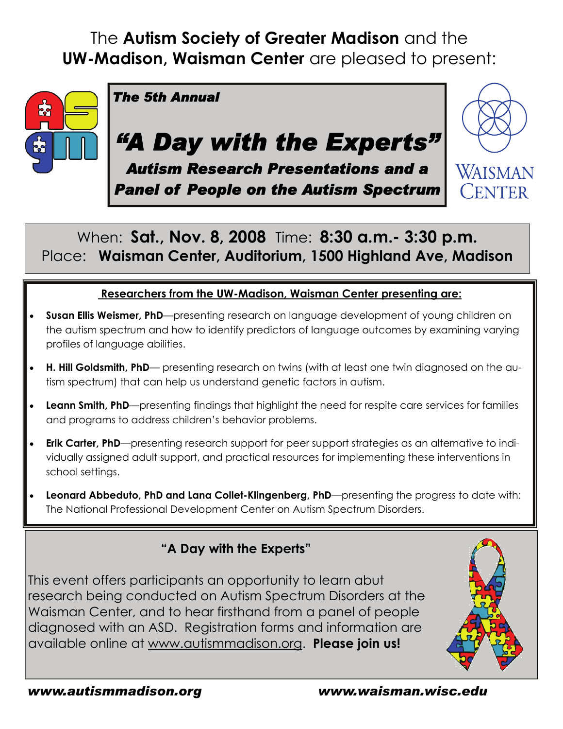The **Autism Society of Greater Madison** and the **UW-Madison, Waisman Center** are pleased to present:

***The 5th Annual***

# *"A Day with the Experts"*

## *Autism Research Presentations and a Panel of People on the Autism Spectrum*

WAISMAN CENTER

When: **Sat., Nov. 8, 2008** Time: **8:30 a.m.- 3:30 p.m.**
Place: **Waisman Center, Auditorium, 1500 Highland Ave, Madison**

**Researchers from the UW-Madison, Waisman Center presenting are:**

- **Susan Ellis Weismer, PhD**—presenting research on language development of young children on the autism spectrum and how to identify predictors of language outcomes by examining varying profiles of language abilities.
- **H. Hill Goldsmith, PhD**— presenting research on twins (with at least one twin diagnosed on the autism spectrum) that can help us understand genetic factors in autism.
- **Leann Smith, PhD**—presenting findings that highlight the need for respite care services for families and programs to address children's behavior problems.
- **Erik Carter, PhD**—presenting research support for peer support strategies as an alternative to individually assigned adult support, and practical resources for implementing these interventions in school settings.
- **Leonard Abbeduto, PhD and Lana Collet-Klingenberg, PhD**—presenting the progress to date with: The National Professional Development Center on Autism Spectrum Disorders.

**"A Day with the Experts"**

This event offers participants an opportunity to learn abut research being conducted on Autism Spectrum Disorders at the Waisman Center, and to hear firsthand from a panel of people diagnosed with an ASD. Registration forms and information are available online at www.autismmadison.org. **Please join us!**

*www.autismmadison.org* *www.waisman.wisc.edu*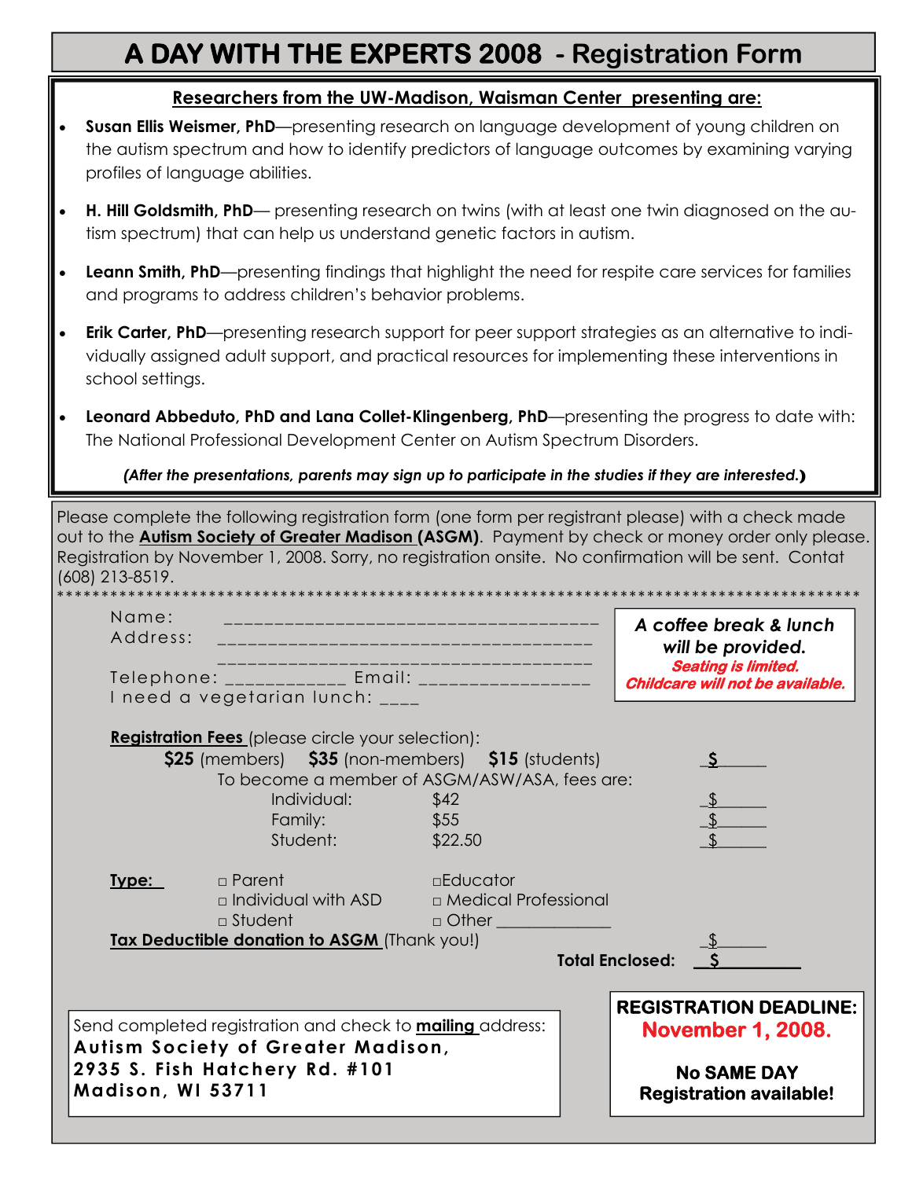# A DAY WITH THE EXPERTS 2008 - Registration Form

**Researchers from the UW-Madison, Waisman Center presenting are:**

- **Susan Ellis Weismer, PhD**—presenting research on language development of young children on the autism spectrum and how to identify predictors of language outcomes by examining varying profiles of language abilities.
- **H. Hill Goldsmith, PhD**— presenting research on twins (with at least one twin diagnosed on the autism spectrum) that can help us understand genetic factors in autism.
- **Leann Smith, PhD**—presenting findings that highlight the need for respite care services for families and programs to address children's behavior problems.
- **Erik Carter, PhD**—presenting research support for peer support strategies as an alternative to individually assigned adult support, and practical resources for implementing these interventions in school settings.
- **Leonard Abbeduto, PhD and Lana Collet-Klingenberg, PhD**—presenting the progress to date with: The National Professional Development Center on Autism Spectrum Disorders.

***(After the presentations, parents may sign up to participate in the studies if they are interested.)***

Please complete the following registration form (one form per registrant please) with a check made out to the **Autism Society of Greater Madison (ASGM)**. Payment by check or money order only please. Registration by November 1, 2008. Sorry, no registration onsite. No confirmation will be sent. Contact (608) 213-8519.

*****************************************************************************************

Name: ____________________________________

Address: ____________________________________

____________________________________

Telephone: ___________ Email: ________________

I need a vegetarian lunch: ____

***A coffee break & lunch will be provided.***
***Seating is limited.***
***Childcare will not be available.***

**Registration Fees** (please circle your selection):

**$25** (members) **$35** (non-members) **$15** (students) $______

To become a member of ASGM/ASW/ASA, fees are:

| | | |
|---|---|---|
| Individual: | $42 | $______ |
| Family: | $55 | $______ |
| Student: | $22.50 | $______ |

**Type:**

- □ Parent
- □ Individual with ASD
- □ Student
- □ Educator
- □ Medical Professional
- □ Other _____________

**Tax Deductible donation to ASGM** (Thank you!) $______

**Total Enclosed:** $__________

Send completed registration and check to **mailing** address:
**Autism Society of Greater Madison,**
**2935 S. Fish Hatchery Rd. #101**
**Madison, WI 53711**

**REGISTRATION DEADLINE:**
**November 1, 2008.**

**No SAME DAY Registration available!**